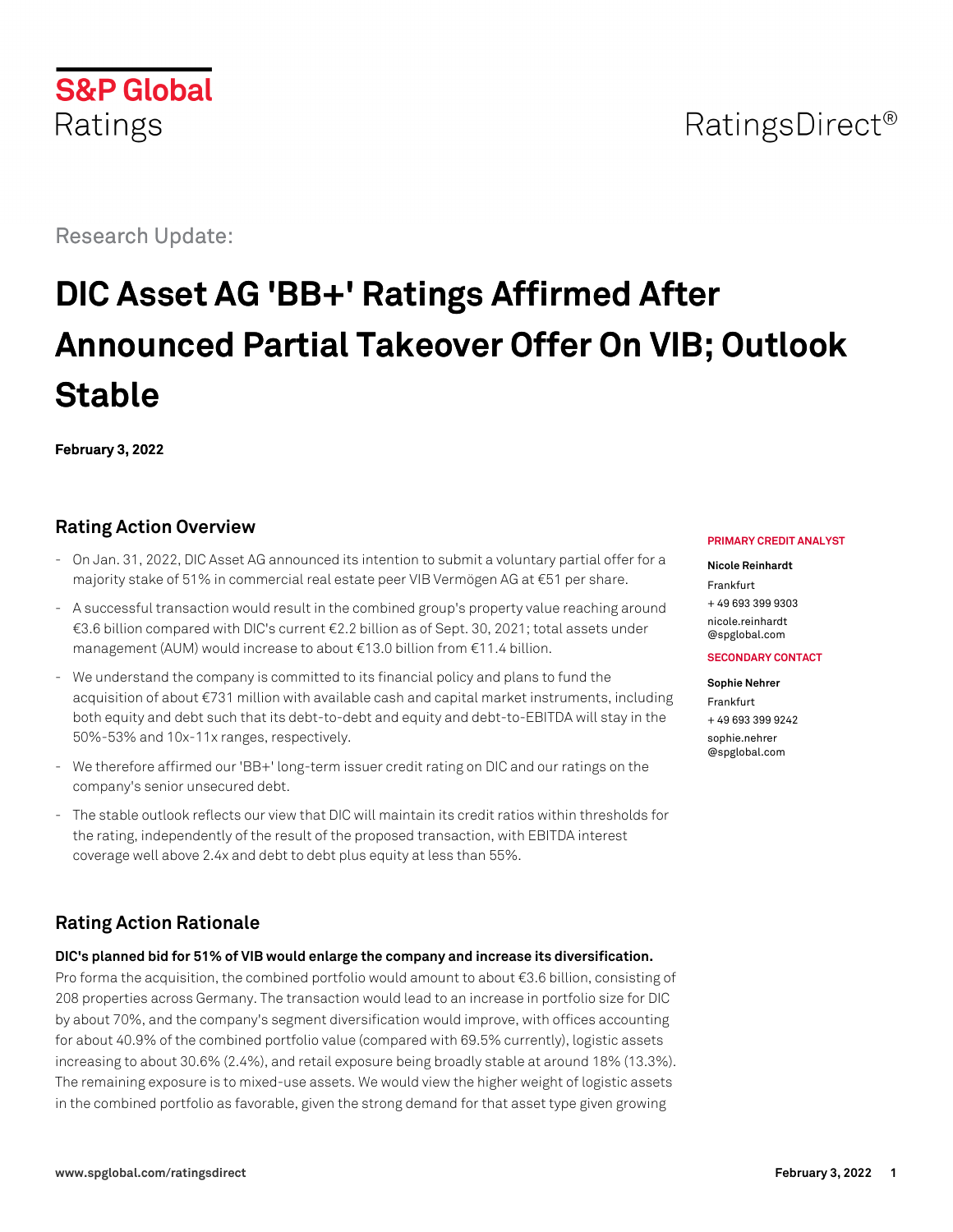S&P Global Ratings

RatingsDirect®

Research Update:

# DIC Asset AG 'BB+' Ratings Affirmed After Announced Partial Takeover Offer On VIB; Outlook Stable

**February 3, 2022**

**PRIMARY CREDIT ANALYST**

**Nicole Reinhardt**
Frankfurt
+ 49 693 399 9303
nicole.reinhardt@spglobal.com

**SECONDARY CONTACT**

**Sophie Nehrer**
Frankfurt
+ 49 693 399 9242
sophie.nehrer@spglobal.com

## Rating Action Overview

- On Jan. 31, 2022, DIC Asset AG announced its intention to submit a voluntary partial offer for a majority stake of 51% in commercial real estate peer VIB Vermögen AG at €51 per share.
- A successful transaction would result in the combined group's property value reaching around €3.6 billion compared with DIC's current €2.2 billion as of Sept. 30, 2021; total assets under management (AUM) would increase to about €13.0 billion from €11.4 billion.
- We understand the company is committed to its financial policy and plans to fund the acquisition of about €731 million with available cash and capital market instruments, including both equity and debt such that its debt-to-debt and equity and debt-to-EBITDA will stay in the 50%-53% and 10x-11x ranges, respectively.
- We therefore affirmed our 'BB+' long-term issuer credit rating on DIC and our ratings on the company's senior unsecured debt.
- The stable outlook reflects our view that DIC will maintain its credit ratios within thresholds for the rating, independently of the result of the proposed transaction, with EBITDA interest coverage well above 2.4x and debt to debt plus equity at less than 55%.

## Rating Action Rationale

**DIC's planned bid for 51% of VIB would enlarge the company and increase its diversification.**
Pro forma the acquisition, the combined portfolio would amount to about €3.6 billion, consisting of 208 properties across Germany. The transaction would lead to an increase in portfolio size for DIC by about 70%, and the company's segment diversification would improve, with offices accounting for about 40.9% of the combined portfolio value (compared with 69.5% currently), logistic assets increasing to about 30.6% (2.4%), and retail exposure being broadly stable at around 18% (13.3%). The remaining exposure is to mixed-use assets. We would view the higher weight of logistic assets in the combined portfolio as favorable, given the strong demand for that asset type given growing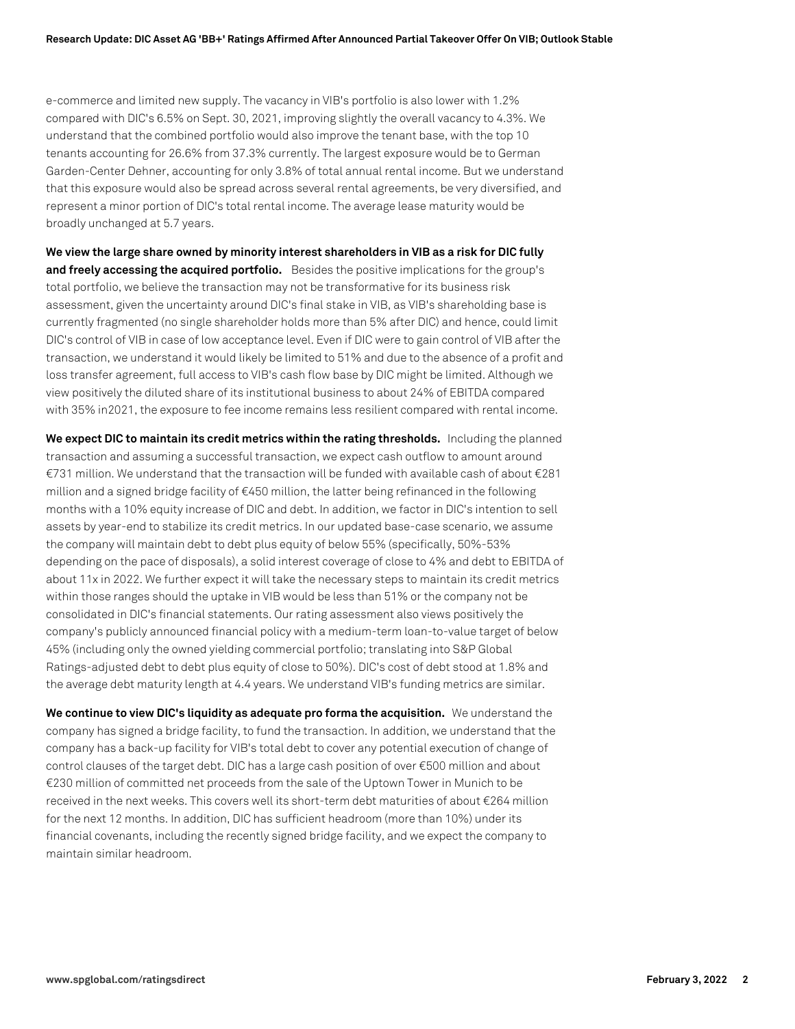e-commerce and limited new supply. The vacancy in VIB's portfolio is also lower with 1.2% compared with DIC's 6.5% on Sept. 30, 2021, improving slightly the overall vacancy to 4.3%. We understand that the combined portfolio would also improve the tenant base, with the top 10 tenants accounting for 26.6% from 37.3% currently. The largest exposure would be to German Garden-Center Dehner, accounting for only 3.8% of total annual rental income. But we understand that this exposure would also be spread across several rental agreements, be very diversified, and represent a minor portion of DIC's total rental income. The average lease maturity would be broadly unchanged at 5.7 years.

**We view the large share owned by minority interest shareholders in VIB as a risk for DIC fully and freely accessing the acquired portfolio.** Besides the positive implications for the group's total portfolio, we believe the transaction may not be transformative for its business risk assessment, given the uncertainty around DIC's final stake in VIB, as VIB's shareholding base is currently fragmented (no single shareholder holds more than 5% after DIC) and hence, could limit DIC's control of VIB in case of low acceptance level. Even if DIC were to gain control of VIB after the transaction, we understand it would likely be limited to 51% and due to the absence of a profit and loss transfer agreement, full access to VIB's cash flow base by DIC might be limited. Although we view positively the diluted share of its institutional business to about 24% of EBITDA compared with 35% in2021, the exposure to fee income remains less resilient compared with rental income.

**We expect DIC to maintain its credit metrics within the rating thresholds.** Including the planned transaction and assuming a successful transaction, we expect cash outflow to amount around €731 million. We understand that the transaction will be funded with available cash of about €281 million and a signed bridge facility of €450 million, the latter being refinanced in the following months with a 10% equity increase of DIC and debt. In addition, we factor in DIC's intention to sell assets by year-end to stabilize its credit metrics. In our updated base-case scenario, we assume the company will maintain debt to debt plus equity of below 55% (specifically, 50%-53% depending on the pace of disposals), a solid interest coverage of close to 4% and debt to EBITDA of about 11x in 2022. We further expect it will take the necessary steps to maintain its credit metrics within those ranges should the uptake in VIB would be less than 51% or the company not be consolidated in DIC's financial statements. Our rating assessment also views positively the company's publicly announced financial policy with a medium-term loan-to-value target of below 45% (including only the owned yielding commercial portfolio; translating into S&P Global Ratings-adjusted debt to debt plus equity of close to 50%). DIC's cost of debt stood at 1.8% and the average debt maturity length at 4.4 years. We understand VIB's funding metrics are similar.

**We continue to view DIC's liquidity as adequate pro forma the acquisition.** We understand the company has signed a bridge facility, to fund the transaction. In addition, we understand that the company has a back-up facility for VIB's total debt to cover any potential execution of change of control clauses of the target debt. DIC has a large cash position of over €500 million and about €230 million of committed net proceeds from the sale of the Uptown Tower in Munich to be received in the next weeks. This covers well its short-term debt maturities of about €264 million for the next 12 months. In addition, DIC has sufficient headroom (more than 10%) under its financial covenants, including the recently signed bridge facility, and we expect the company to maintain similar headroom.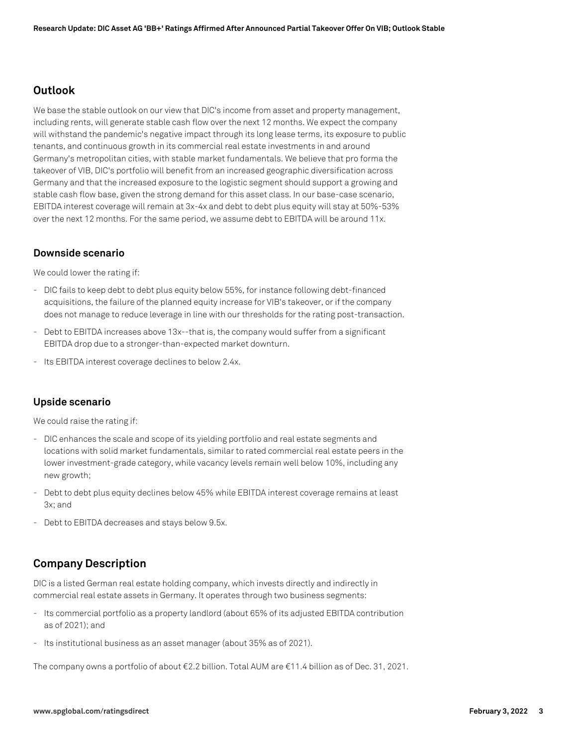## Outlook

We base the stable outlook on our view that DIC's income from asset and property management, including rents, will generate stable cash flow over the next 12 months. We expect the company will withstand the pandemic's negative impact through its long lease terms, its exposure to public tenants, and continuous growth in its commercial real estate investments in and around Germany's metropolitan cities, with stable market fundamentals. We believe that pro forma the takeover of VIB, DIC's portfolio will benefit from an increased geographic diversification across Germany and that the increased exposure to the logistic segment should support a growing and stable cash flow base, given the strong demand for this asset class. In our base-case scenario, EBITDA interest coverage will remain at 3x-4x and debt to debt plus equity will stay at 50%-53% over the next 12 months. For the same period, we assume debt to EBITDA will be around 11x.

### Downside scenario

We could lower the rating if:

- DIC fails to keep debt to debt plus equity below 55%, for instance following debt-financed acquisitions, the failure of the planned equity increase for VIB's takeover, or if the company does not manage to reduce leverage in line with our thresholds for the rating post-transaction.
- Debt to EBITDA increases above 13x--that is, the company would suffer from a significant EBITDA drop due to a stronger-than-expected market downturn.
- Its EBITDA interest coverage declines to below 2.4x.

### Upside scenario

We could raise the rating if:

- DIC enhances the scale and scope of its yielding portfolio and real estate segments and locations with solid market fundamentals, similar to rated commercial real estate peers in the lower investment-grade category, while vacancy levels remain well below 10%, including any new growth;
- Debt to debt plus equity declines below 45% while EBITDA interest coverage remains at least 3x; and
- Debt to EBITDA decreases and stays below 9.5x.

## Company Description

DIC is a listed German real estate holding company, which invests directly and indirectly in commercial real estate assets in Germany. It operates through two business segments:

- Its commercial portfolio as a property landlord (about 65% of its adjusted EBITDA contribution as of 2021); and
- Its institutional business as an asset manager (about 35% as of 2021).

The company owns a portfolio of about €2.2 billion. Total AUM are €11.4 billion as of Dec. 31, 2021.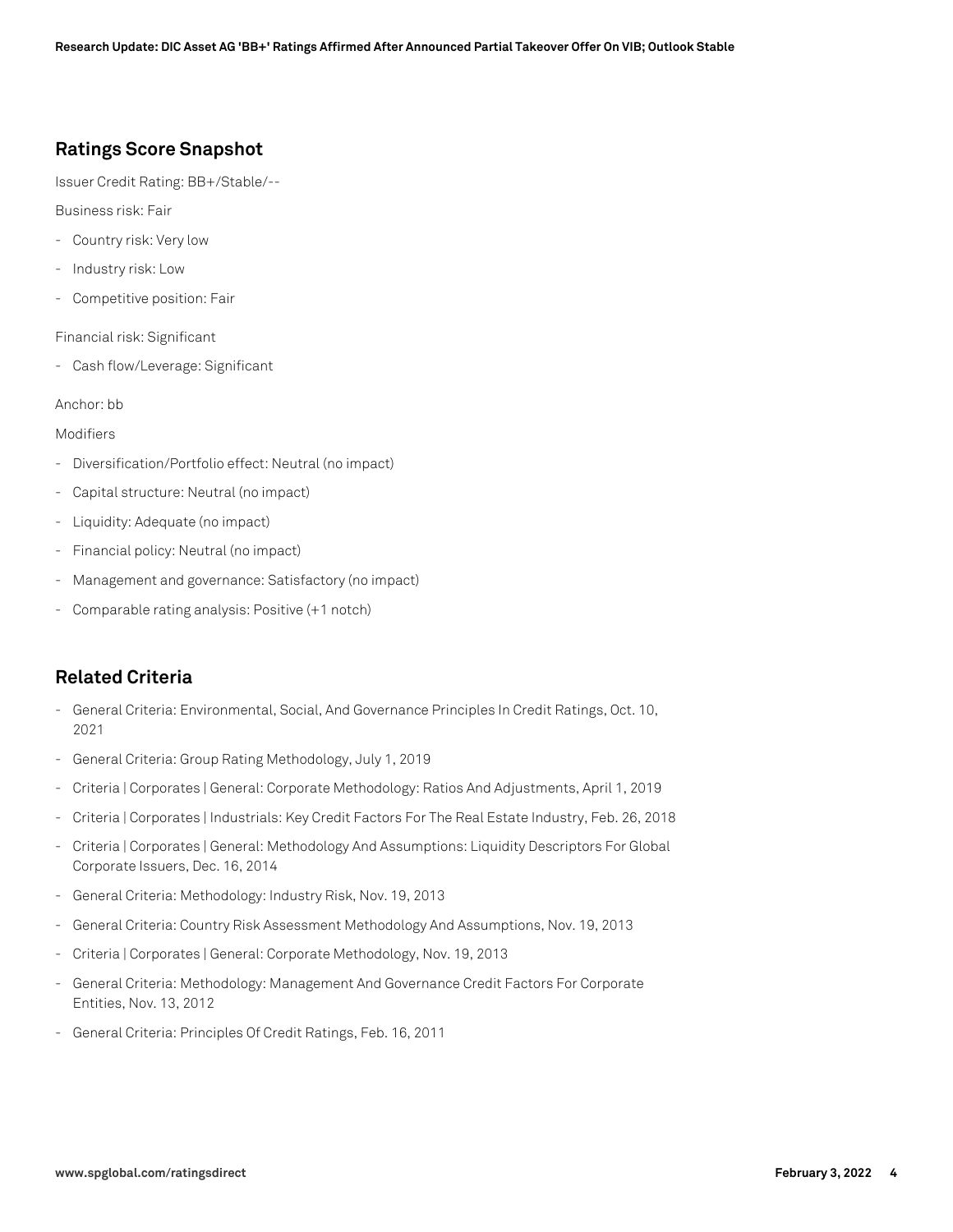## Ratings Score Snapshot

Issuer Credit Rating: BB+/Stable/--

Business risk: Fair

- Country risk: Very low
- Industry risk: Low
- Competitive position: Fair

Financial risk: Significant

- Cash flow/Leverage: Significant

Anchor: bb

Modifiers

- Diversification/Portfolio effect: Neutral (no impact)
- Capital structure: Neutral (no impact)
- Liquidity: Adequate (no impact)
- Financial policy: Neutral (no impact)
- Management and governance: Satisfactory (no impact)
- Comparable rating analysis: Positive (+1 notch)

## Related Criteria

- General Criteria: Environmental, Social, And Governance Principles In Credit Ratings, Oct. 10, 2021
- General Criteria: Group Rating Methodology, July 1, 2019
- Criteria | Corporates | General: Corporate Methodology: Ratios And Adjustments, April 1, 2019
- Criteria | Corporates | Industrials: Key Credit Factors For The Real Estate Industry, Feb. 26, 2018
- Criteria | Corporates | General: Methodology And Assumptions: Liquidity Descriptors For Global Corporate Issuers, Dec. 16, 2014
- General Criteria: Methodology: Industry Risk, Nov. 19, 2013
- General Criteria: Country Risk Assessment Methodology And Assumptions, Nov. 19, 2013
- Criteria | Corporates | General: Corporate Methodology, Nov. 19, 2013
- General Criteria: Methodology: Management And Governance Credit Factors For Corporate Entities, Nov. 13, 2012
- General Criteria: Principles Of Credit Ratings, Feb. 16, 2011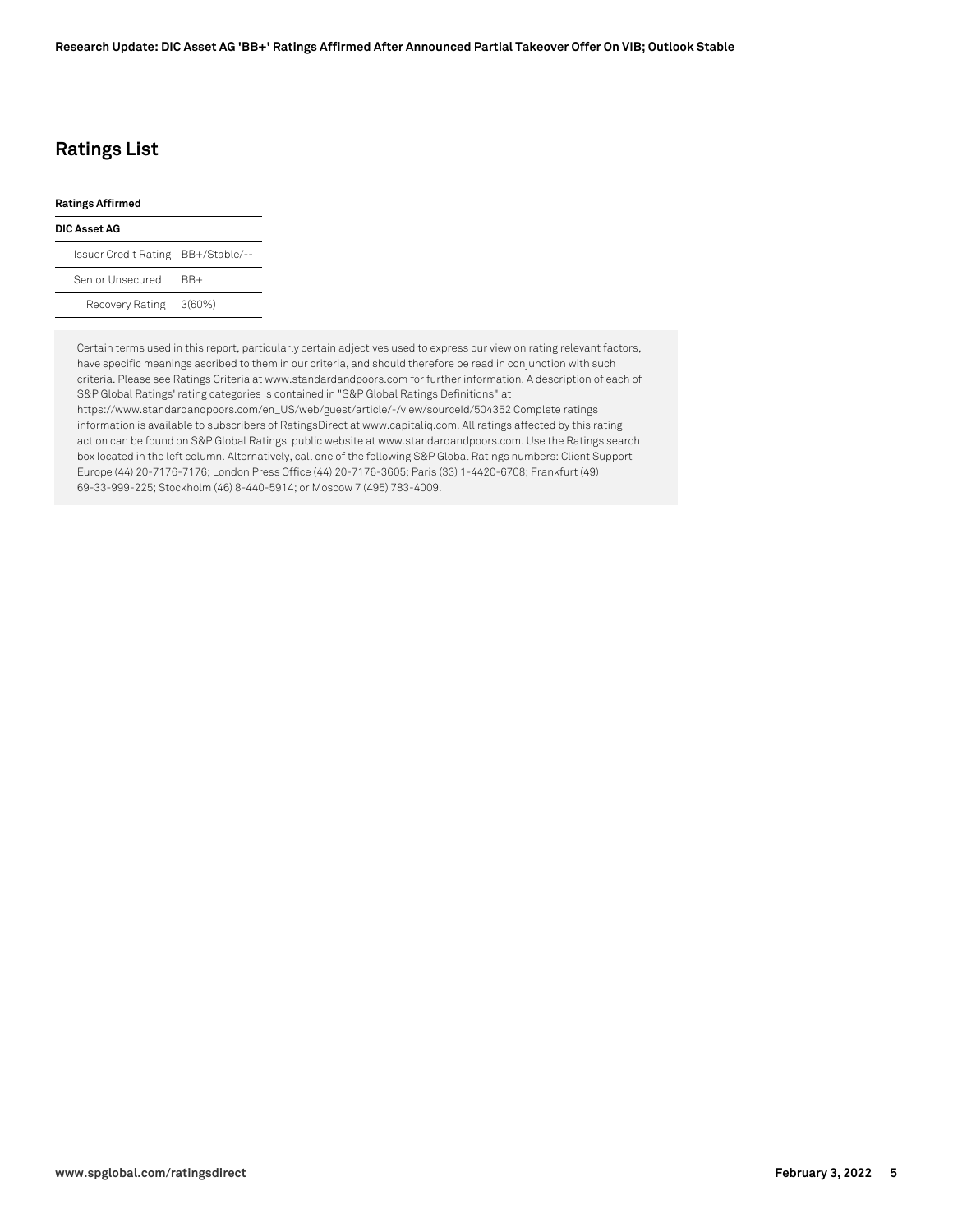## Ratings List

| Ratings Affirmed | |
|---|---|
| **DIC Asset AG** | |
| Issuer Credit Rating | BB+/Stable/-- |
| Senior Unsecured | BB+ |
| Recovery Rating | 3(60%) |

Certain terms used in this report, particularly certain adjectives used to express our view on rating relevant factors, have specific meanings ascribed to them in our criteria, and should therefore be read in conjunction with such criteria. Please see Ratings Criteria at www.standardandpoors.com for further information. A description of each of S&P Global Ratings' rating categories is contained in "S&P Global Ratings Definitions" at https://www.standardandpoors.com/en_US/web/guest/article/-/view/sourceId/504352 Complete ratings information is available to subscribers of RatingsDirect at www.capitaliq.com. All ratings affected by this rating action can be found on S&P Global Ratings' public website at www.standardandpoors.com. Use the Ratings search box located in the left column. Alternatively, call one of the following S&P Global Ratings numbers: Client Support Europe (44) 20-7176-7176; London Press Office (44) 20-7176-3605; Paris (33) 1-4420-6708; Frankfurt (49) 69-33-999-225; Stockholm (46) 8-440-5914; or Moscow 7 (495) 783-4009.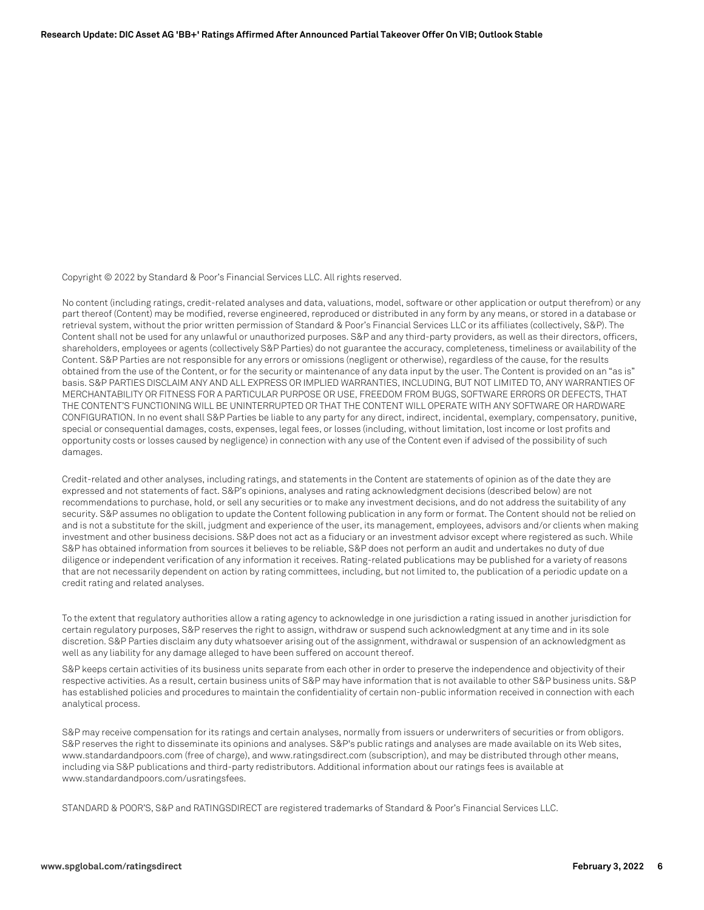Copyright © 2022 by Standard & Poor's Financial Services LLC. All rights reserved.

No content (including ratings, credit-related analyses and data, valuations, model, software or other application or output therefrom) or any part thereof (Content) may be modified, reverse engineered, reproduced or distributed in any form by any means, or stored in a database or retrieval system, without the prior written permission of Standard & Poor's Financial Services LLC or its affiliates (collectively, S&P). The Content shall not be used for any unlawful or unauthorized purposes. S&P and any third-party providers, as well as their directors, officers, shareholders, employees or agents (collectively S&P Parties) do not guarantee the accuracy, completeness, timeliness or availability of the Content. S&P Parties are not responsible for any errors or omissions (negligent or otherwise), regardless of the cause, for the results obtained from the use of the Content, or for the security or maintenance of any data input by the user. The Content is provided on an "as is" basis. S&P PARTIES DISCLAIM ANY AND ALL EXPRESS OR IMPLIED WARRANTIES, INCLUDING, BUT NOT LIMITED TO, ANY WARRANTIES OF MERCHANTABILITY OR FITNESS FOR A PARTICULAR PURPOSE OR USE, FREEDOM FROM BUGS, SOFTWARE ERRORS OR DEFECTS, THAT THE CONTENT'S FUNCTIONING WILL BE UNINTERRUPTED OR THAT THE CONTENT WILL OPERATE WITH ANY SOFTWARE OR HARDWARE CONFIGURATION. In no event shall S&P Parties be liable to any party for any direct, indirect, incidental, exemplary, compensatory, punitive, special or consequential damages, costs, expenses, legal fees, or losses (including, without limitation, lost income or lost profits and opportunity costs or losses caused by negligence) in connection with any use of the Content even if advised of the possibility of such damages.

Credit-related and other analyses, including ratings, and statements in the Content are statements of opinion as of the date they are expressed and not statements of fact. S&P's opinions, analyses and rating acknowledgment decisions (described below) are not recommendations to purchase, hold, or sell any securities or to make any investment decisions, and do not address the suitability of any security. S&P assumes no obligation to update the Content following publication in any form or format. The Content should not be relied on and is not a substitute for the skill, judgment and experience of the user, its management, employees, advisors and/or clients when making investment and other business decisions. S&P does not act as a fiduciary or an investment advisor except where registered as such. While S&P has obtained information from sources it believes to be reliable, S&P does not perform an audit and undertakes no duty of due diligence or independent verification of any information it receives. Rating-related publications may be published for a variety of reasons that are not necessarily dependent on action by rating committees, including, but not limited to, the publication of a periodic update on a credit rating and related analyses.

To the extent that regulatory authorities allow a rating agency to acknowledge in one jurisdiction a rating issued in another jurisdiction for certain regulatory purposes, S&P reserves the right to assign, withdraw or suspend such acknowledgment at any time and in its sole discretion. S&P Parties disclaim any duty whatsoever arising out of the assignment, withdrawal or suspension of an acknowledgment as well as any liability for any damage alleged to have been suffered on account thereof.

S&P keeps certain activities of its business units separate from each other in order to preserve the independence and objectivity of their respective activities. As a result, certain business units of S&P may have information that is not available to other S&P business units. S&P has established policies and procedures to maintain the confidentiality of certain non-public information received in connection with each analytical process.

S&P may receive compensation for its ratings and certain analyses, normally from issuers or underwriters of securities or from obligors. S&P reserves the right to disseminate its opinions and analyses. S&P's public ratings and analyses are made available on its Web sites, www.standardandpoors.com (free of charge), and www.ratingsdirect.com (subscription), and may be distributed through other means, including via S&P publications and third-party redistributors. Additional information about our ratings fees is available at www.standardandpoors.com/usratingsfees.

STANDARD & POOR'S, S&P and RATINGSDIRECT are registered trademarks of Standard & Poor's Financial Services LLC.